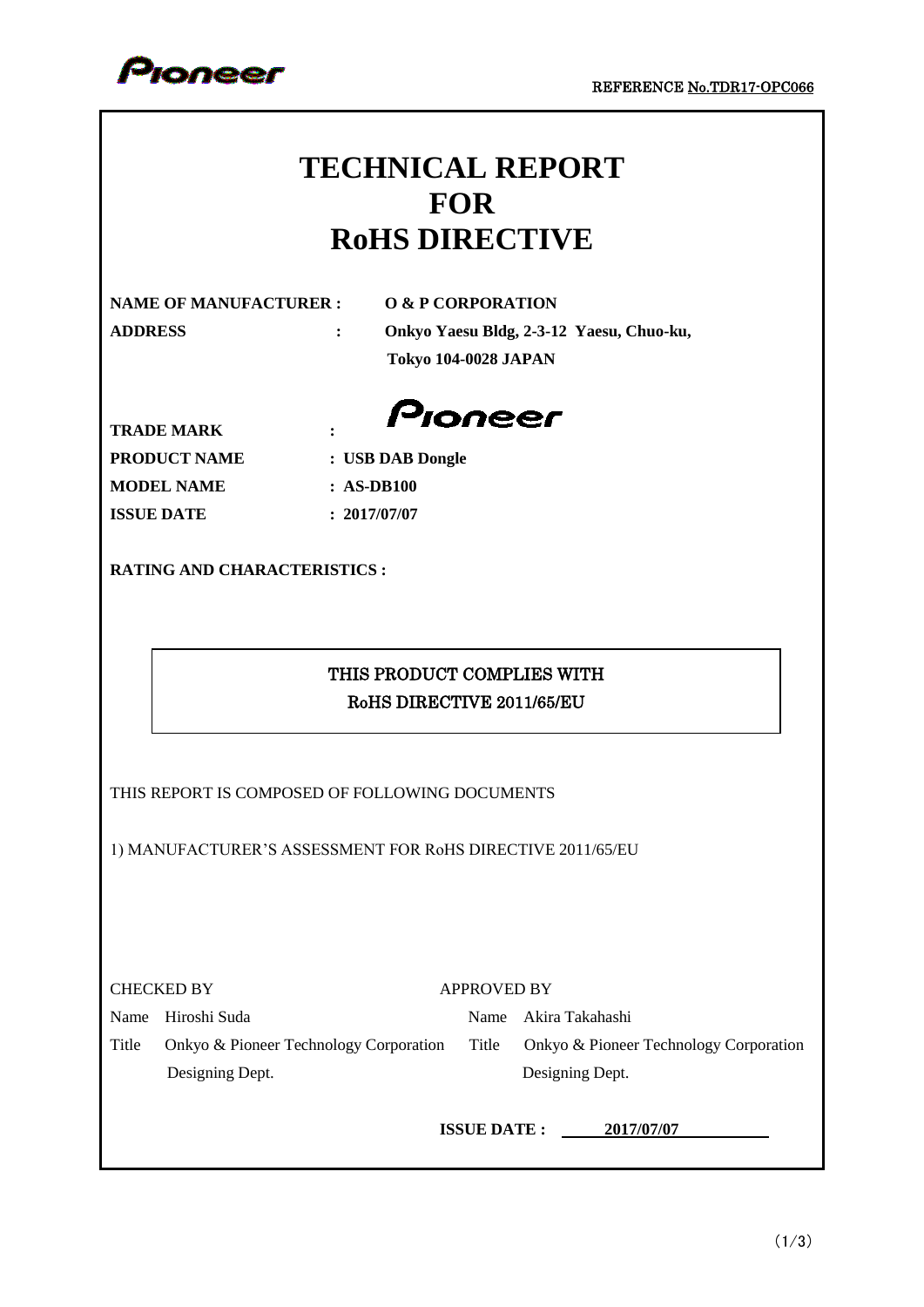Pioneer

REFERENCE No.TDR17-OPC066

# TECHNICAL REPORT
# FOR
# RoHS DIRECTIVE

**NAME OF MANUFACTURER :** **O & P CORPORATION**

**ADDRESS :** **Onkyo Yaesu Bldg, 2-3-12 Yaesu, Chuo-ku, Tokyo 104-0028 JAPAN**

**TRADE MARK :** Pioneer

**PRODUCT NAME :** **USB DAB Dongle**

**MODEL NAME :** **AS-DB100**

**ISSUE DATE :** **2017/07/07**

**RATING AND CHARACTERISTICS :**

| THIS PRODUCT COMPLIES WITH RoHS DIRECTIVE 2011/65/EU |
|---|

THIS REPORT IS COMPOSED OF FOLLOWING DOCUMENTS

1) MANUFACTURER'S ASSESSMENT FOR RoHS DIRECTIVE 2011/65/EU

| CHECKED BY | | APPROVED BY | |
|---|---|---|---|
| Name | Hiroshi Suda | Name | Akira Takahashi |
| Title | Onkyo & Pioneer Technology Corporation Designing Dept. | Title | Onkyo & Pioneer Technology Corporation Designing Dept. |

**ISSUE DATE :** **2017/07/07**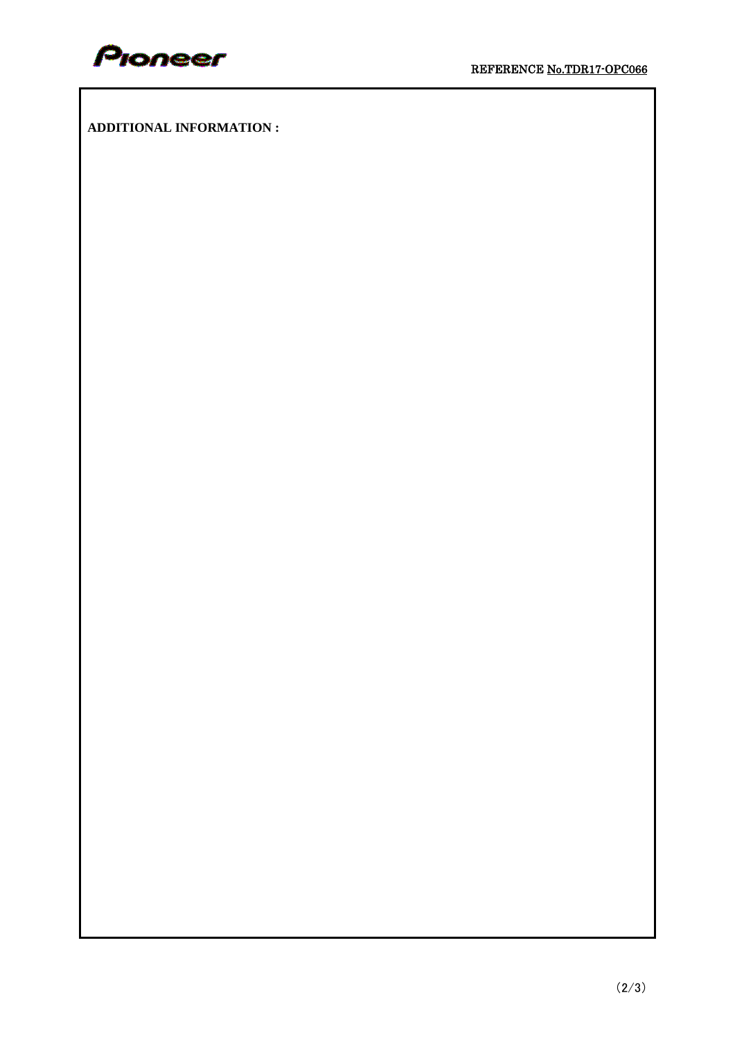**ADDITIONAL INFORMATION :**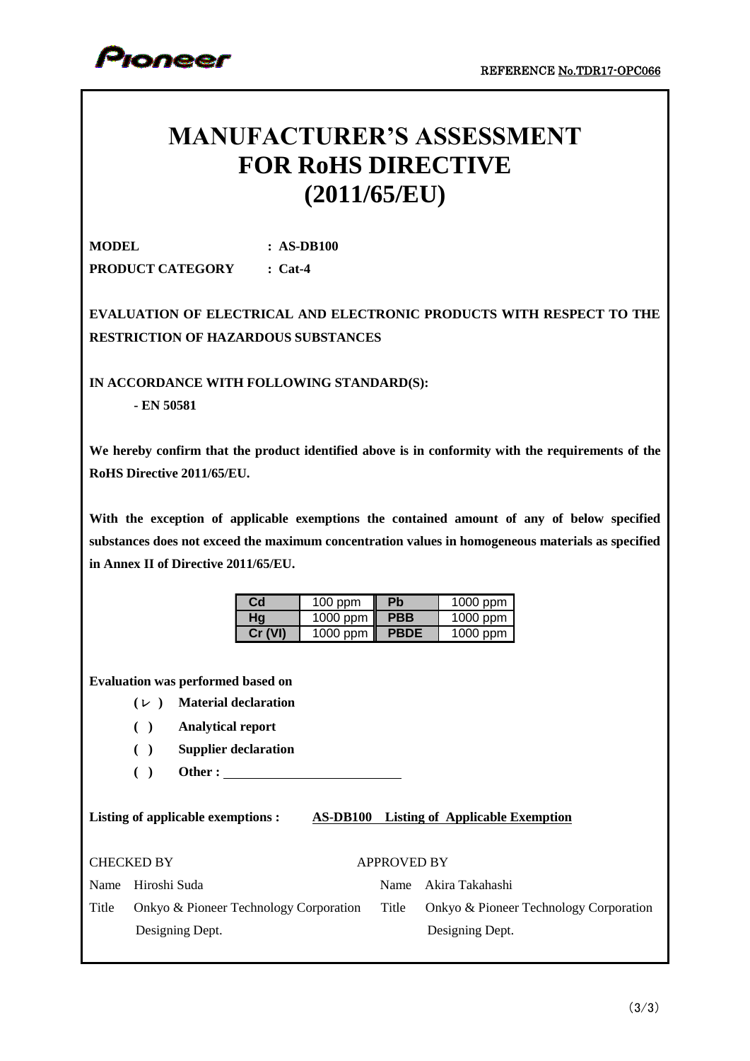REFERENCE No.TDR17-OPC066

# MANUFACTURER'S ASSESSMENT FOR RoHS DIRECTIVE (2011/65/EU)

**MODEL : AS-DB100**

**PRODUCT CATEGORY : Cat-4**

**EVALUATION OF ELECTRICAL AND ELECTRONIC PRODUCTS WITH RESPECT TO THE RESTRICTION OF HAZARDOUS SUBSTANCES**

**IN ACCORDANCE WITH FOLLOWING STANDARD(S):**

**- EN 50581**

**We hereby confirm that the product identified above is in conformity with the requirements of the RoHS Directive 2011/65/EU.**

**With the exception of applicable exemptions the contained amount of any of below specified substances does not exceed the maximum concentration values in homogeneous materials as specified in Annex II of Directive 2011/65/EU.**

| Cd | 100 ppm | Pb | 1000 ppm |
|---|---|---|---|
| Hg | 1000 ppm | PBB | 1000 ppm |
| Cr (VI) | 1000 ppm | PBDE | 1000 ppm |

**Evaluation was performed based on**

- **( ✓ ) Material declaration**
- **( ) Analytical report**
- **( ) Supplier declaration**
- **( ) Other :** \_\_\_\_\_\_\_\_\_\_\_\_\_\_\_\_\_\_\_\_\_\_\_\_

**Listing of applicable exemptions :** **AS-DB100 Listing of Applicable Exemption**

| CHECKED BY | | APPROVED BY | |
|---|---|---|---|
| Name | Hiroshi Suda | Name | Akira Takahashi |
| Title | Onkyo & Pioneer Technology Corporation Designing Dept. | Title | Onkyo & Pioneer Technology Corporation Designing Dept. |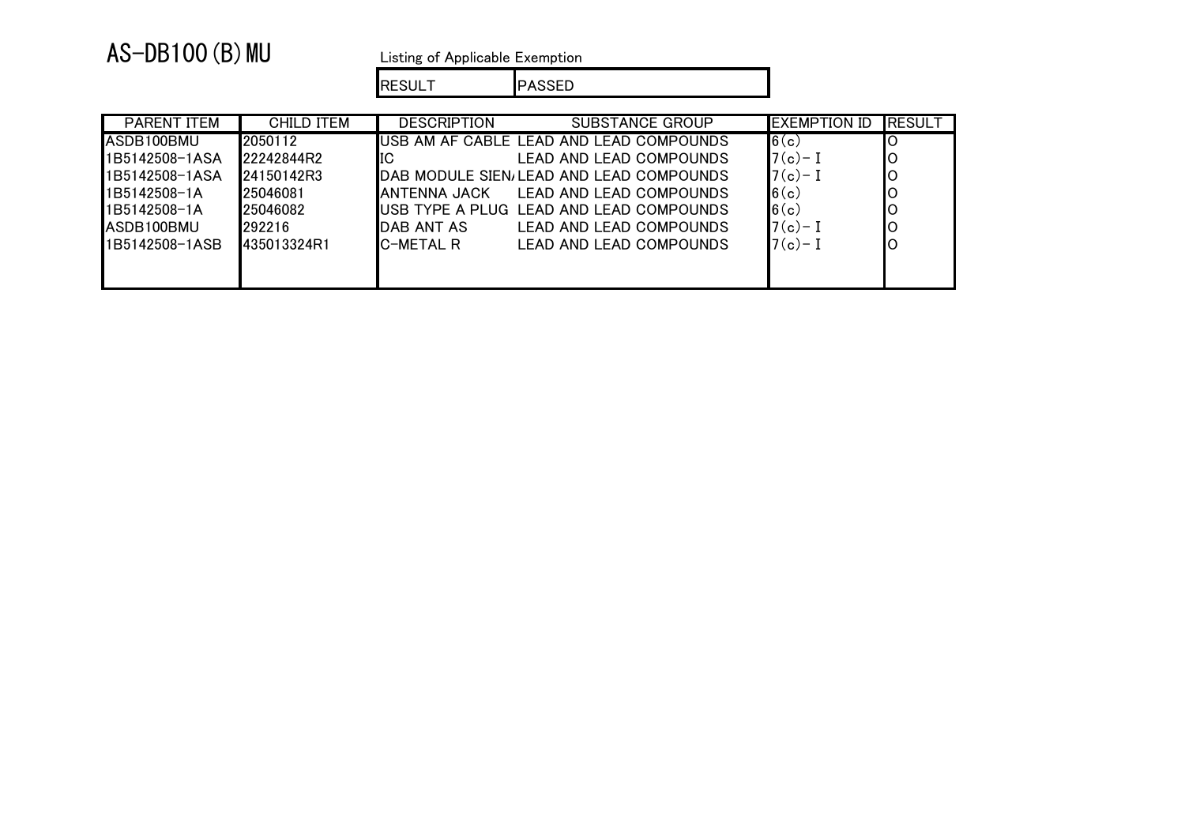# AS-DB100(B)MU

Listing of Applicable Exemption

| RESULT | PASSED |
|---|---|

| PARENT ITEM | CHILD ITEM | DESCRIPTION | SUBSTANCE GROUP | EXEMPTION ID | RESULT |
|---|---|---|---|---|---|
| ASDB100BMU | 2050112 | USB AM AF CABLE | LEAD AND LEAD COMPOUNDS | 6(c) | O |
| 1B5142508-1ASA | 22242844R2 | IC | LEAD AND LEAD COMPOUNDS | 7(c)-Ｉ | O |
| 1B5142508-1ASA | 24150142R3 | DAB MODULE SIEN/ | LEAD AND LEAD COMPOUNDS | 7(c)-Ｉ | O |
| 1B5142508-1A | 25046081 | ANTENNA JACK | LEAD AND LEAD COMPOUNDS | 6(c) | O |
| 1B5142508-1A | 25046082 | USB TYPE A PLUG | LEAD AND LEAD COMPOUNDS | 6(c) | O |
| ASDB100BMU | 292216 | DAB ANT AS | LEAD AND LEAD COMPOUNDS | 7(c)-Ｉ | O |
| 1B5142508-1ASB | 435013324R1 | C-METAL R | LEAD AND LEAD COMPOUNDS | 7(c)-Ｉ | O |